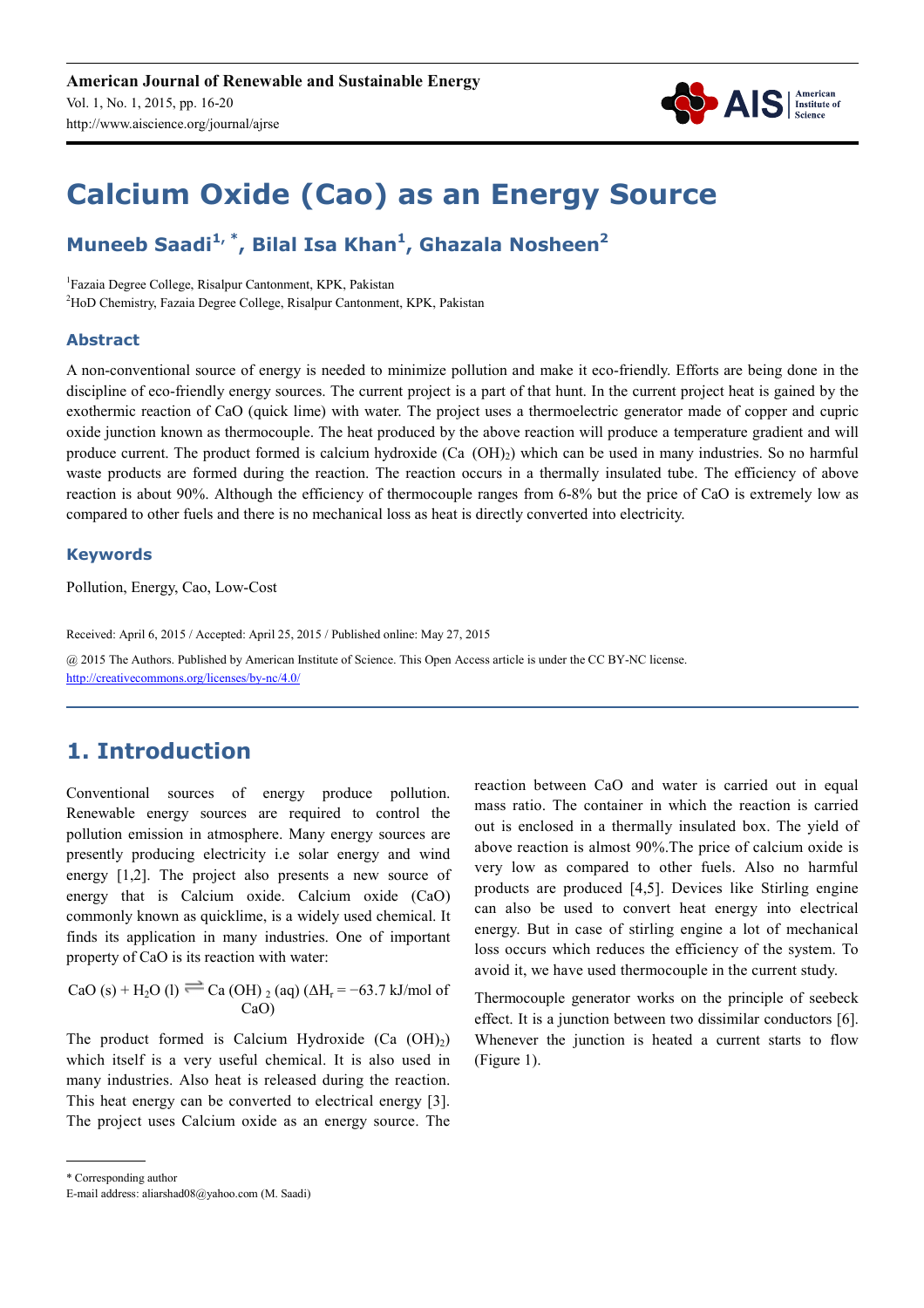# Calcium Oxide (Cao) as an Energy Source

**Muneeb Saadi[1, *], Bilal Isa Khan[1], Ghazala Nosheen[2]**

[1]Fazaia Degree College, Risalpur Cantonment, KPK, Pakistan
[2]HoD Chemistry, Fazaia Degree College, Risalpur Cantonment, KPK, Pakistan

## Abstract

A non-conventional source of energy is needed to minimize pollution and make it eco-friendly. Efforts are being done in the discipline of eco-friendly energy sources. The current project is a part of that hunt. In the current project heat is gained by the exothermic reaction of CaO (quick lime) with water. The project uses a thermoelectric generator made of copper and cupric oxide junction known as thermocouple. The heat produced by the above reaction will produce a temperature gradient and will produce current. The product formed is calcium hydroxide ($Ca(OH)_2$) which can be used in many industries. So no harmful waste products are formed during the reaction. The reaction occurs in a thermally insulated tube. The efficiency of above reaction is about 90%. Although the efficiency of thermocouple ranges from 6-8% but the price of CaO is extremely low as compared to other fuels and there is no mechanical loss as heat is directly converted into electricity.

## Keywords

Pollution, Energy, Cao, Low-Cost

Received: April 6, 2015 / Accepted: April 25, 2015 / Published online: May 27, 2015

@ 2015 The Authors. Published by American Institute of Science. This Open Access article is under the CC BY-NC license.
http://creativecommons.org/licenses/by-nc/4.0/

## 1. Introduction

Conventional sources of energy produce pollution. Renewable energy sources are required to control the pollution emission in atmosphere. Many energy sources are presently producing electricity i.e solar energy and wind energy [1,2]. The project also presents a new source of energy that is Calcium oxide. Calcium oxide (CaO) commonly known as quicklime, is a widely used chemical. It finds its application in many industries. One of important property of CaO is its reaction with water:

$$CaO\,(s) + H_2O\,(l) \rightleftharpoons Ca(OH)_2\,(aq)\ (\Delta H_r = -63.7 \text{ kJ/mol of CaO})$$

The product formed is Calcium Hydroxide ($Ca(OH)_2$) which itself is a very useful chemical. It is also used in many industries. Also heat is released during the reaction. This heat energy can be converted to electrical energy [3]. The project uses Calcium oxide as an energy source. The reaction between CaO and water is carried out in equal mass ratio. The container in which the reaction is carried out is enclosed in a thermally insulated box. The yield of above reaction is almost 90%.The price of calcium oxide is very low as compared to other fuels. Also no harmful products are produced [4,5]. Devices like Stirling engine can also be used to convert heat energy into electrical energy. But in case of stirling engine a lot of mechanical loss occurs which reduces the efficiency of the system. To avoid it, we have used thermocouple in the current study.

Thermocouple generator works on the principle of seebeck effect. It is a junction between two dissimilar conductors [6]. Whenever the junction is heated a current starts to flow (Figure 1).

\* Corresponding author
E-mail address: aliarshad08@yahoo.com (M. Saadi)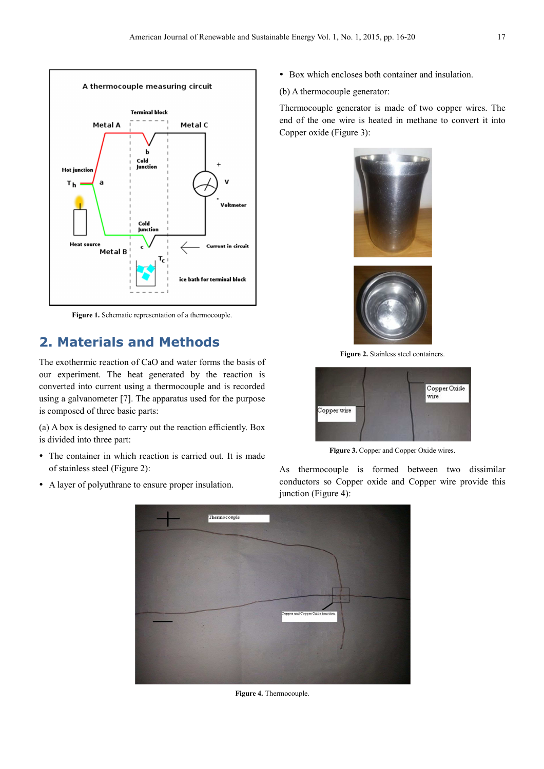Figure 1. Schematic representation of a thermocouple.

## 2. Materials and Methods

The exothermic reaction of CaO and water forms the basis of our experiment. The heat generated by the reaction is converted into current using a thermocouple and is recorded using a galvanometer [7]. The apparatus used for the purpose is composed of three basic parts:

(a) A box is designed to carry out the reaction efficiently. Box is divided into three part:

- The container in which reaction is carried out. It is made of stainless steel (Figure 2):
- A layer of polyuthrane to ensure proper insulation.
- Box which encloses both container and insulation.

(b) A thermocouple generator:

Thermocouple generator is made of two copper wires. The end of the one wire is heated in methane to convert it into Copper oxide (Figure 3):

Figure 2. Stainless steel containers.

Figure 3. Copper and Copper Oxide wires.

As thermocouple is formed between two dissimilar conductors so Copper oxide and Copper wire provide this junction (Figure 4):

Figure 4. Thermocouple.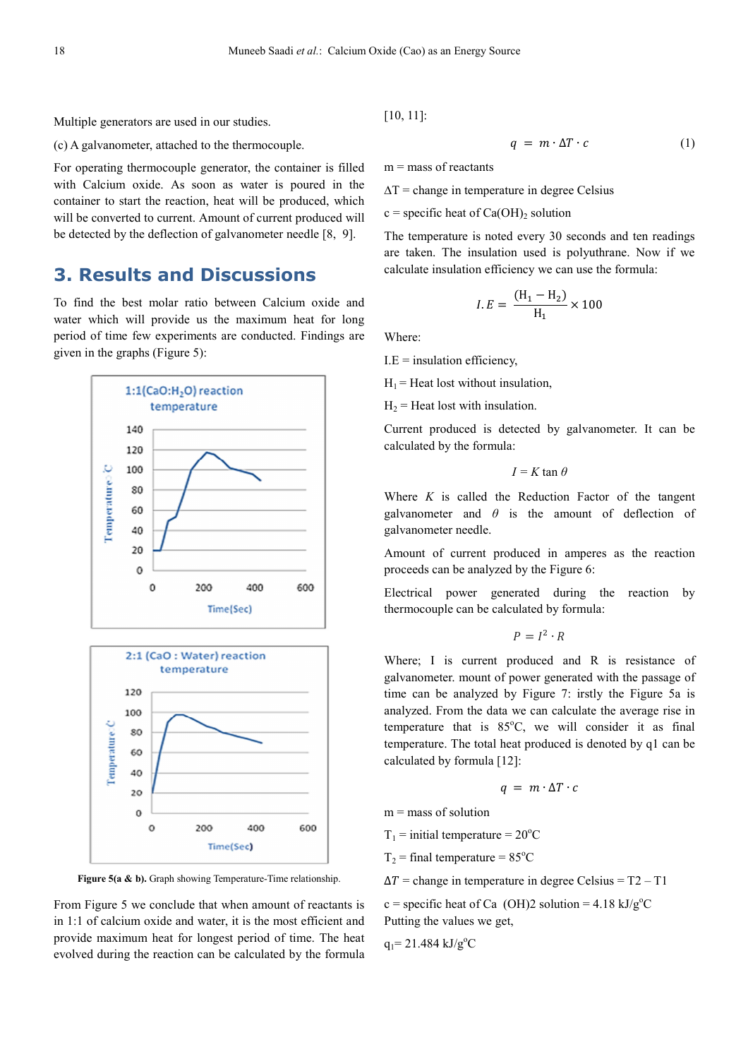Multiple generators are used in our studies.

(c) A galvanometer, attached to the thermocouple.

For operating thermocouple generator, the container is filled with Calcium oxide. As soon as water is poured in the container to start the reaction, heat will be produced, which will be converted to current. Amount of current produced will be detected by the deflection of galvanometer needle [8, 9].

## 3. Results and Discussions

To find the best molar ratio between Calcium oxide and water which will provide us the maximum heat for long period of time few experiments are conducted. Findings are given in the graphs (Figure 5):

**Figure 5(a & b).** Graph showing Temperature-Time relationship.

From Figure 5 we conclude that when amount of reactants is in 1:1 of calcium oxide and water, it is the most efficient and provide maximum heat for longest period of time. The heat evolved during the reaction can be calculated by the formula [10, 11]:

$$q = m \cdot \Delta T \cdot c \qquad (1)$$

m = mass of reactants

$\Delta T$ = change in temperature in degree Celsius

c = specific heat of $Ca(OH)_2$ solution

The temperature is noted every 30 seconds and ten readings are taken. The insulation used is polyuthrane. Now if we calculate insulation efficiency we can use the formula:

$$I.E = \frac{(H_1 - H_2)}{H_1} \times 100$$

Where:

I.E = insulation efficiency,

$H_1$ = Heat lost without insulation,

$H_2$ = Heat lost with insulation.

Current produced is detected by galvanometer. It can be calculated by the formula:

$$I = K \tan \theta$$

Where $K$ is called the Reduction Factor of the tangent galvanometer and $\theta$ is the amount of deflection of galvanometer needle.

Amount of current produced in amperes as the reaction proceeds can be analyzed by the Figure 6:

Electrical power generated during the reaction by thermocouple can be calculated by formula:

$$P = I^2 \cdot R$$

Where; I is current produced and R is resistance of galvanometer. mount of power generated with the passage of time can be analyzed by Figure 7: irstly the Figure 5a is analyzed. From the data we can calculate the average rise in temperature that is 85°C, we will consider it as final temperature. The total heat produced is denoted by q1 can be calculated by formula [12]:

$$q = m \cdot \Delta T \cdot c$$

m = mass of solution

$T_1$ = initial temperature = 20°C

$T_2$ = final temperature = 85°C

$\Delta T$ = change in temperature in degree Celsius = T2 – T1

c = specific heat of Ca (OH)2 solution = 4.18 kJ/g°C

Putting the values we get,

$q_1$= 21.484 kJ/g°C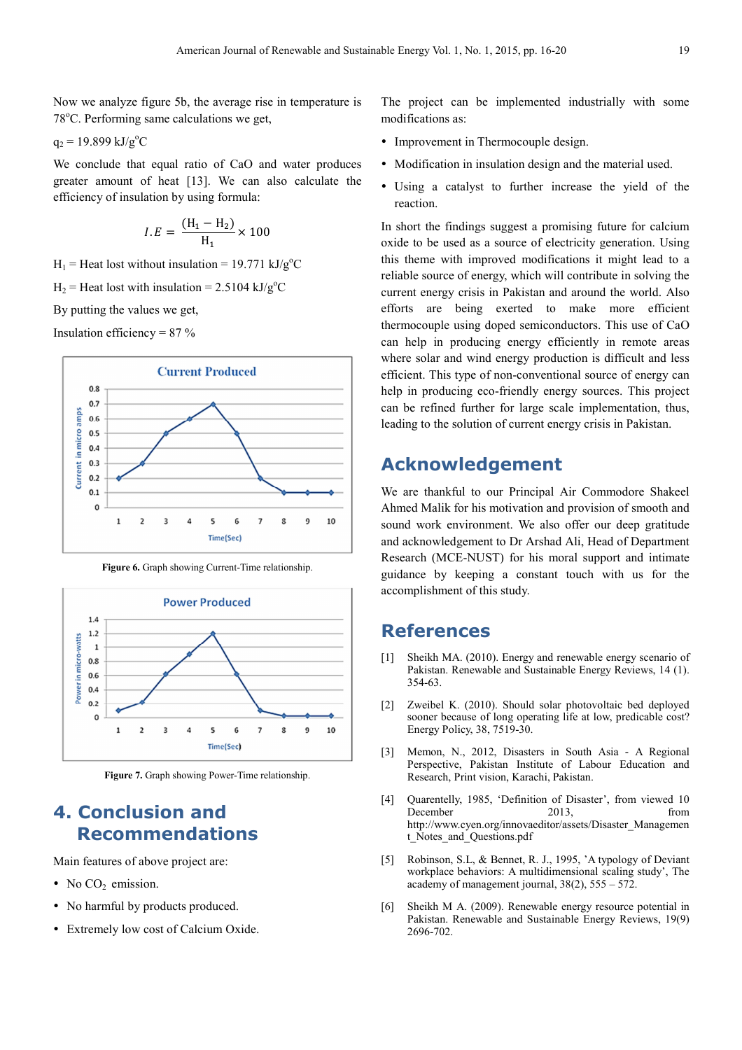Now we analyze figure 5b, the average rise in temperature is 78°C. Performing same calculations we get,

$q_2$ = 19.899 kJ/g°C

We conclude that equal ratio of CaO and water produces greater amount of heat [13]. We can also calculate the efficiency of insulation by using formula:

$$I.E = \frac{(H_1 - H_2)}{H_1} \times 100$$

$H_1$ = Heat lost without insulation = 19.771 kJ/g°C

$H_2$ = Heat lost with insulation = 2.5104 kJ/g°C

By putting the values we get,

Insulation efficiency = 87 %

**Figure 6.** Graph showing Current-Time relationship.

**Figure 7.** Graph showing Power-Time relationship.

## 4. Conclusion and Recommendations

Main features of above project are:

- No $CO_2$ emission.
- No harmful by products produced.
- Extremely low cost of Calcium Oxide.

The project can be implemented industrially with some modifications as:

- Improvement in Thermocouple design.
- Modification in insulation design and the material used.
- Using a catalyst to further increase the yield of the reaction.

In short the findings suggest a promising future for calcium oxide to be used as a source of electricity generation. Using this theme with improved modifications it might lead to a reliable source of energy, which will contribute in solving the current energy crisis in Pakistan and around the world. Also efforts are being exerted to make more efficient thermocouple using doped semiconductors. This use of CaO can help in producing energy efficiently in remote areas where solar and wind energy production is difficult and less efficient. This type of non-conventional source of energy can help in producing eco-friendly energy sources. This project can be refined further for large scale implementation, thus, leading to the solution of current energy crisis in Pakistan.

## Acknowledgement

We are thankful to our Principal Air Commodore Shakeel Ahmed Malik for his motivation and provision of smooth and sound work environment. We also offer our deep gratitude and acknowledgement to Dr Arshad Ali, Head of Department Research (MCE-NUST) for his moral support and intimate guidance by keeping a constant touch with us for the accomplishment of this study.

## References

[1] Sheikh MA. (2010). Energy and renewable energy scenario of Pakistan. Renewable and Sustainable Energy Reviews, 14 (1). 354-63.

[2] Zweibel K. (2010). Should solar photovoltaic bed deployed sooner because of long operating life at low, predicable cost? Energy Policy, 38, 7519-30.

[3] Memon, N., 2012, Disasters in South Asia - A Regional Perspective, Pakistan Institute of Labour Education and Research, Print vision, Karachi, Pakistan.

[4] Quarentelly, 1985, 'Definition of Disaster', from viewed 10 December 2013, from http://www.cyen.org/innovaeditor/assets/Disaster_Management_Notes_and_Questions.pdf

[5] Robinson, S.L, & Bennet, R. J., 1995, 'A typology of Deviant workplace behaviors: A multidimensional scaling study', The academy of management journal, 38(2), 555 – 572.

[6] Sheikh M A. (2009). Renewable energy resource potential in Pakistan. Renewable and Sustainable Energy Reviews, 19(9) 2696-702.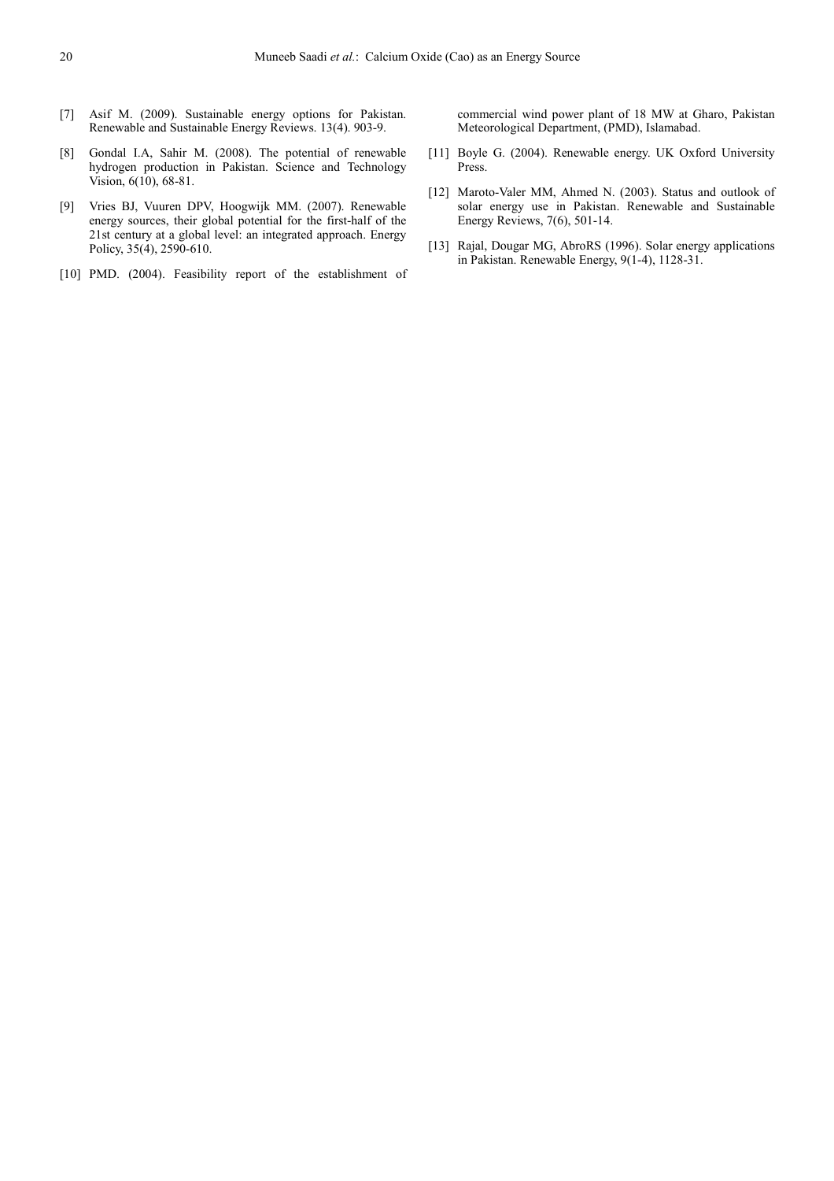[7] Asif M. (2009). Sustainable energy options for Pakistan. Renewable and Sustainable Energy Reviews. 13(4). 903-9.

[8] Gondal I.A, Sahir M. (2008). The potential of renewable hydrogen production in Pakistan. Science and Technology Vision, 6(10), 68-81.

[9] Vries BJ, Vuuren DPV, Hoogwijk MM. (2007). Renewable energy sources, their global potential for the first-half of the 21st century at a global level: an integrated approach. Energy Policy, 35(4), 2590-610.

[10] PMD. (2004). Feasibility report of the establishment of commercial wind power plant of 18 MW at Gharo, Pakistan Meteorological Department, (PMD), Islamabad.

[11] Boyle G. (2004). Renewable energy. UK Oxford University Press.

[12] Maroto-Valer MM, Ahmed N. (2003). Status and outlook of solar energy use in Pakistan. Renewable and Sustainable Energy Reviews, 7(6), 501-14.

[13] Rajal, Dougar MG, AbroRS (1996). Solar energy applications in Pakistan. Renewable Energy, 9(1-4), 1128-31.